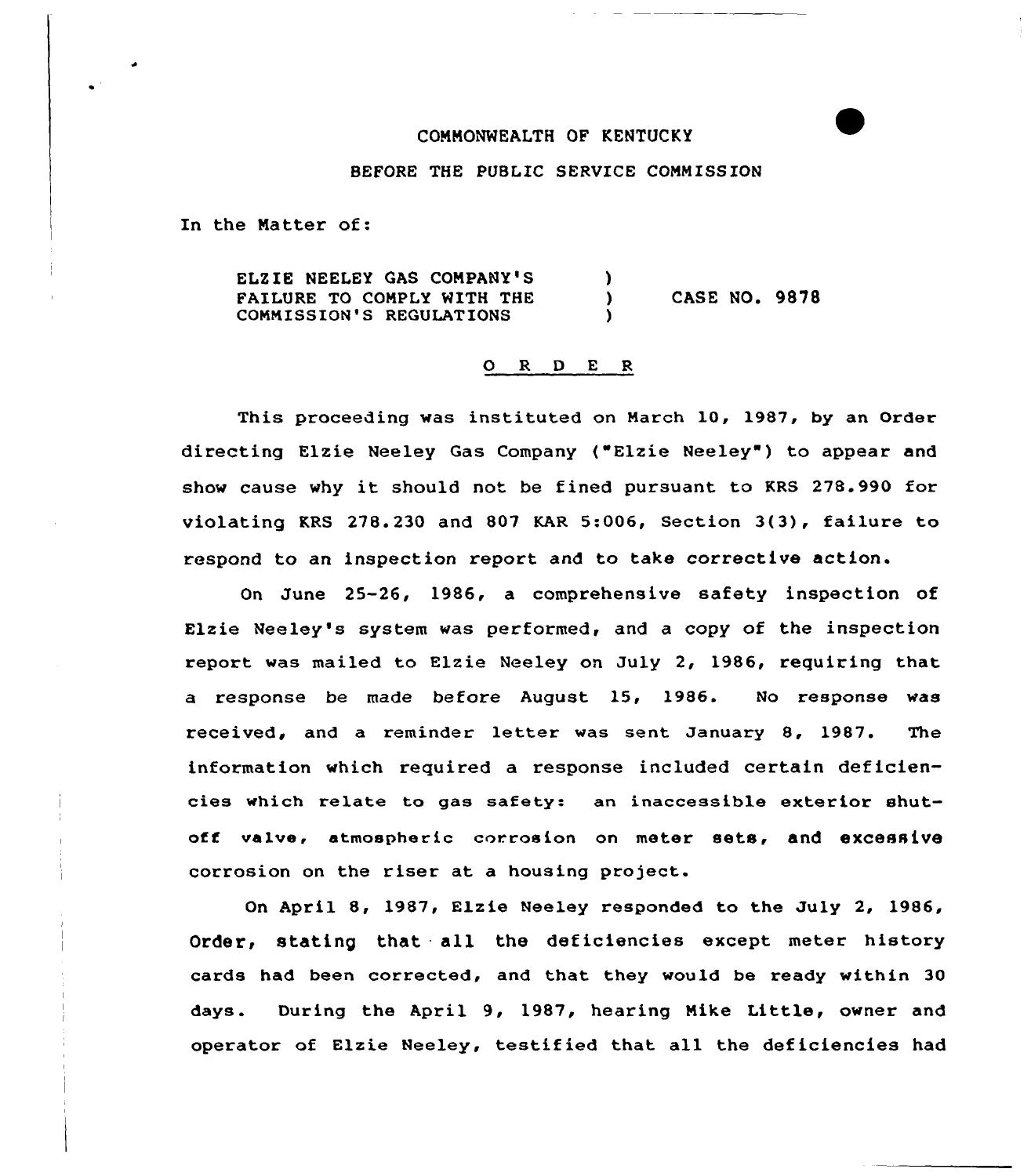COMMONWEALTH OF KENTUCKY

BEFORE THE PUBLIC SERVICE COMMISSION

In the Matter of:

| | | |
|---|---|---|
| ELZIE NEELEY GAS COMPANY'S FAILURE TO COMPLY WITH THE COMMISSION'S REGULATIONS | ) ) ) | CASE NO. 9878 |

## O R D E R

This proceeding was instituted on March 10, 1987, by an Order directing Elzie Neeley Gas Company ("Elzie Neeley") to appear and show cause why it should not be fined pursuant to KRS 278.990 for violating KRS 278.230 and 807 KAR 5:006, Section 3(3), failure to respond to an inspection report and to take corrective action.

On June 25-26, 1986, a comprehensive safety inspection of Elzie Neeley's system was performed, and a copy of the inspection report was mailed to Elzie Neeley on July 2, 1986, requiring that a response be made before August 15, 1986. No response was received, and a reminder letter was sent January 8, 1987. The information which required a response included certain deficiencies which relate to gas safety: an inaccessible exterior shut-off valve, atmospheric corrosion on meter sets, and excessive corrosion on the riser at a housing project.

On April 8, 1987, Elzie Neeley responded to the July 2, 1986, Order, stating that all the deficiencies except meter history cards had been corrected, and that they would be ready within 30 days. During the April 9, 1987, hearing Mike Little, owner and operator of Elzie Neeley, testified that all the deficiencies had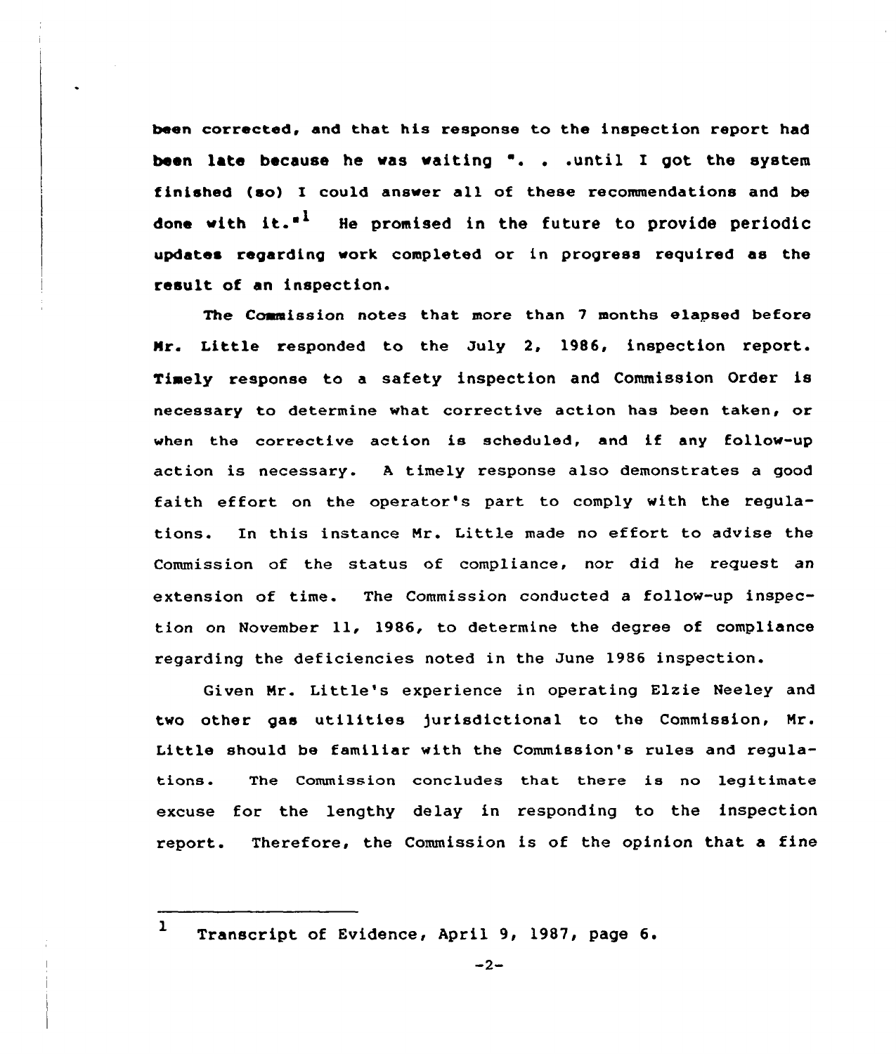been corrected, and that his response to the inspection report had been late because he was waiting ". . .until I got the system finished (so) I could answer all of these recommendations and be done with it."[1] He promised in the future to provide periodic updates regarding work completed or in progress required as the result of an inspection.

The Commission notes that more than 7 months elapsed before Mr. Little responded to the July 2, 1986, inspection report. Timely response to a safety inspection and Commission Order is necessary to determine what corrective action has been taken, or when the corrective action is scheduled, and if any follow-up action is necessary. A timely response also demonstrates a good faith effort on the operator's part to comply with the regulations. In this instance Mr. Little made no effort to advise the Commission of the status of compliance, nor did he request an extension of time. The Commission conducted a follow-up inspection on November 11, 1986, to determine the degree of compliance regarding the deficiencies noted in the June 1986 inspection.

Given Mr. Little's experience in operating Elzie Neeley and two other gas utilities jurisdictional to the Commission, Mr. Little should be familiar with the Commission's rules and regulations. The Commission concludes that there is no legitimate excuse for the lengthy delay in responding to the inspection report. Therefore, the Commission is of the opinion that a fine

---

[1] Transcript of Evidence, April 9, 1987, page 6.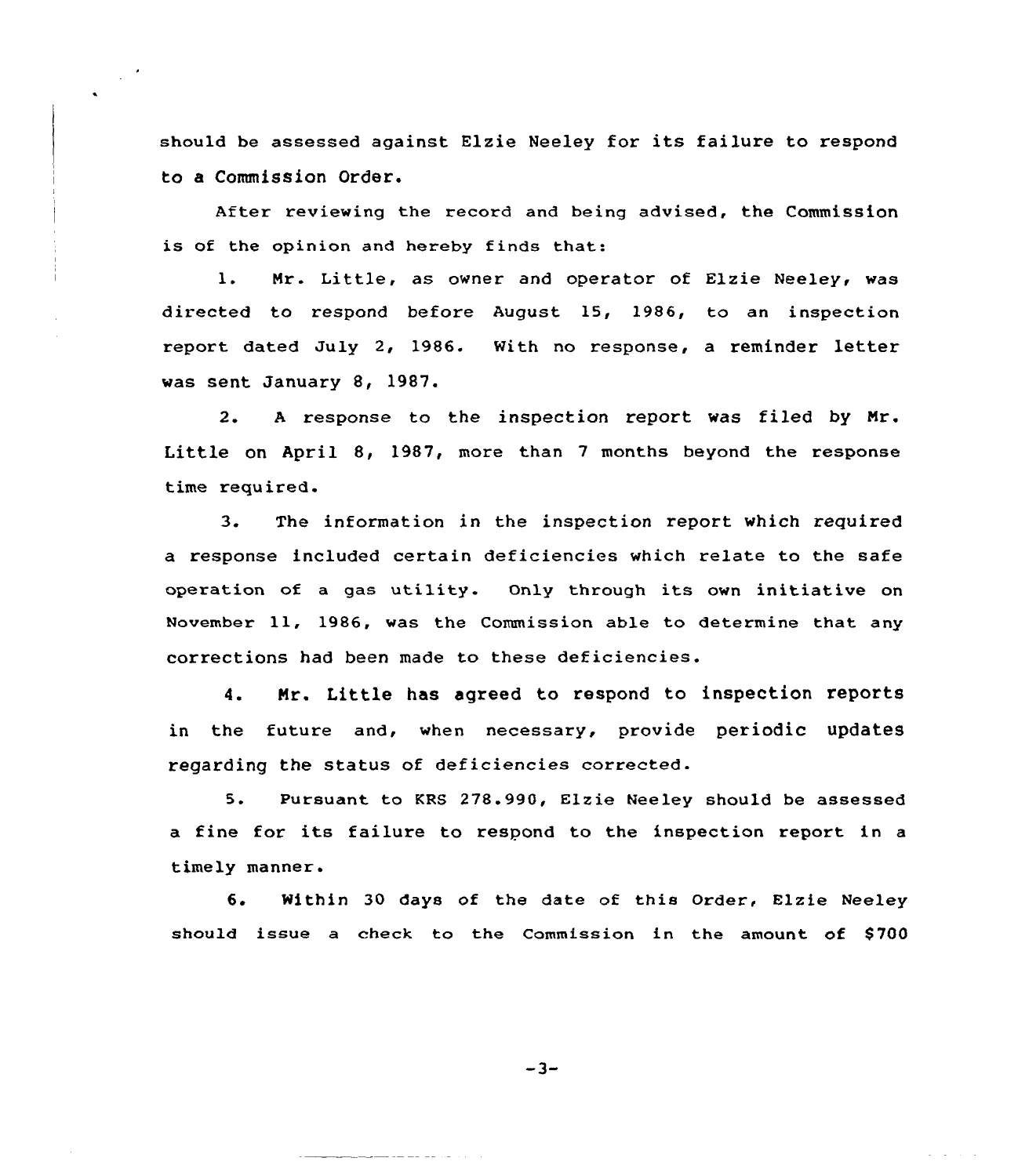should be assessed against Elzie Neeley for its failure to respond to a Commission Order.

After reviewing the record and being advised, the Commission is of the opinion and hereby finds that:

1. Mr. Little, as owner and operator of Elzie Neeley, was directed to respond before August 15, 1986, to an inspection report dated July 2, 1986. With no response, a reminder letter was sent January 8, 1987.

2. A response to the inspection report was filed by Mr. Little on April 8, 1987, more than 7 months beyond the response time required.

3. The information in the inspection report which required a response included certain deficiencies which relate to the safe operation of a gas utility. Only through its own initiative on November 11, 1986, was the Commission able to determine that any corrections had been made to these deficiencies.

4. Mr. Little has agreed to respond to inspection reports in the future and, when necessary, provide periodic updates regarding the status of deficiencies corrected.

5. Pursuant to KRS 278.990, Elzie Neeley should be assessed a fine for its failure to respond to the inspection report in a timely manner.

6. Within 30 days of the date of this Order, Elzie Neeley should issue a check to the Commission in the amount of $700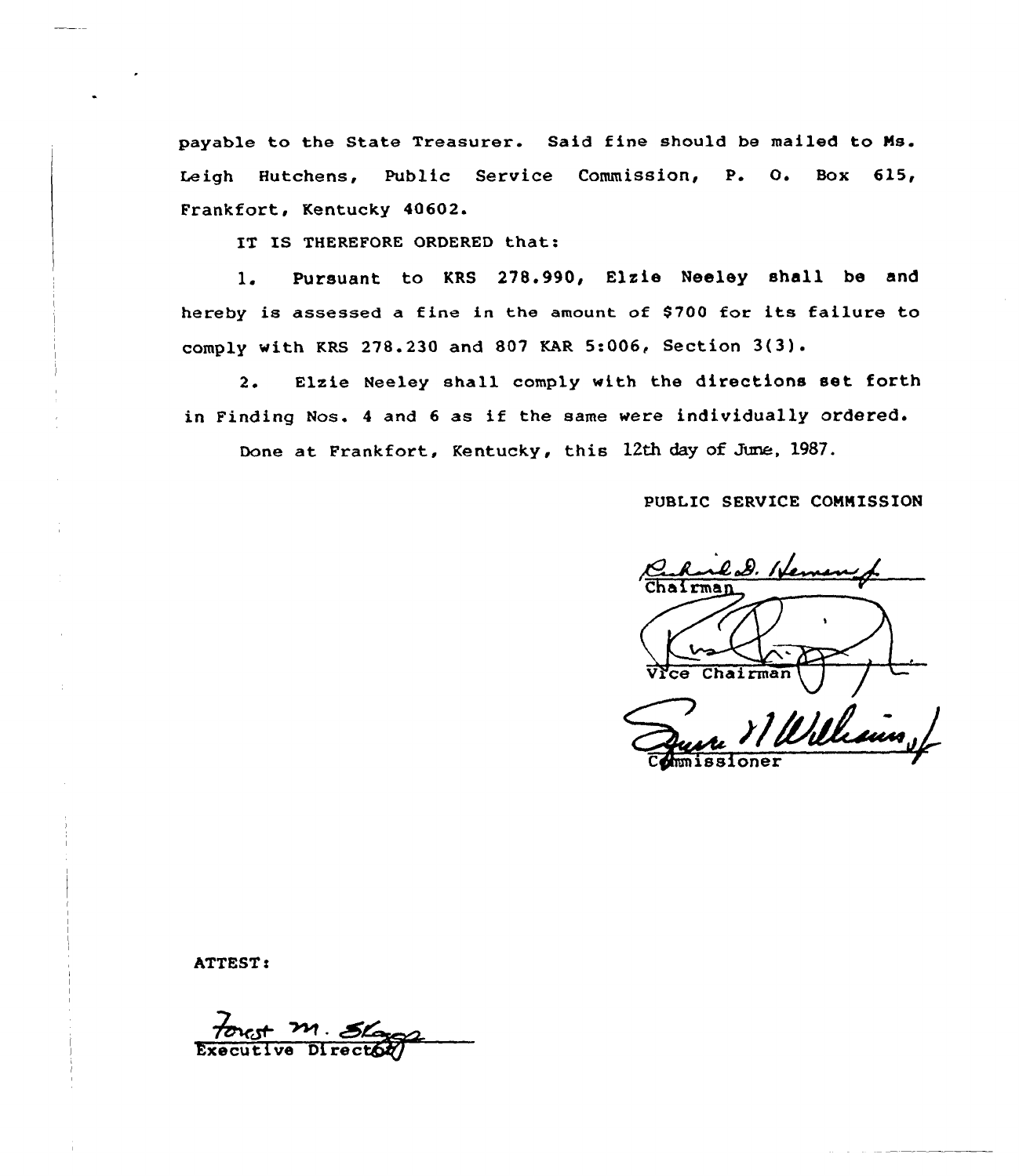payable to the State Treasurer. Said fine should be mailed to Ms. Leigh Hutchens, Public Service Commission, P. O. Box 615, Frankfort, Kentucky 40602.

IT IS THEREFORE ORDERED that:

1. Pursuant to KRS 278.990, Elzie Neeley shall be and hereby is assessed a fine in the amount of $700 for its failure to comply with KRS 278.230 and 807 KAR 5:006, Section 3(3).

2. Elzie Neeley shall comply with the directions set forth in Finding Nos. 4 and 6 as if the same were individually ordered.

Done at Frankfort, Kentucky, this 12th day of June, 1987.

PUBLIC SERVICE COMMISSION

Chairman

Vice Chairman

Commissioner

ATTEST:

Executive Director